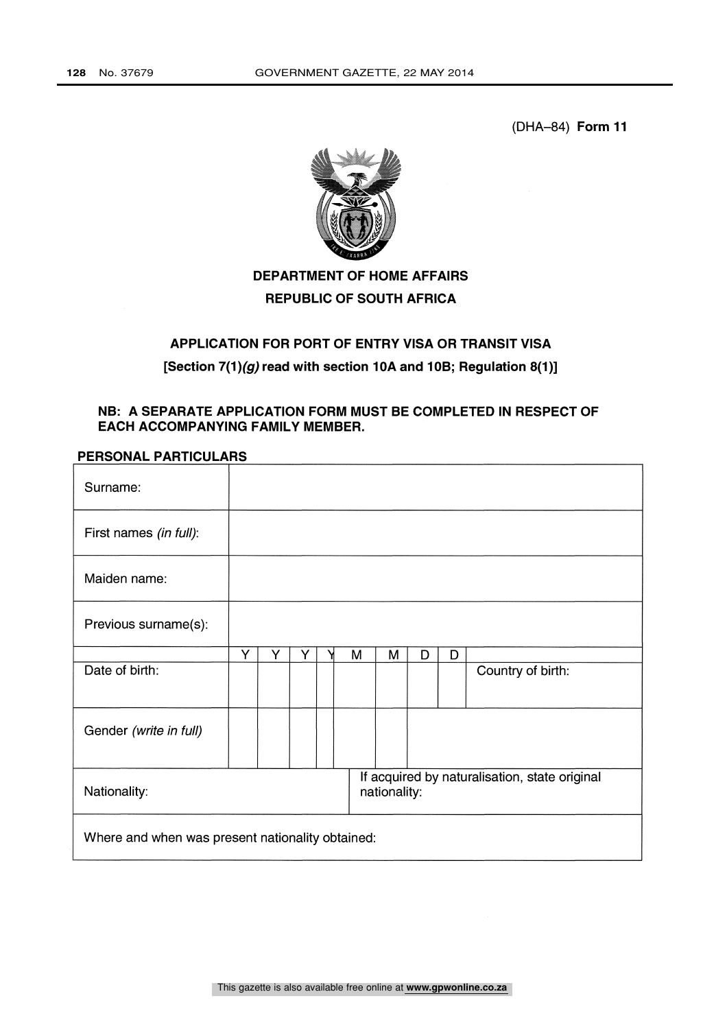(DHA–84) **Form 11**

**DEPARTMENT OF HOME AFFAIRS**

**REPUBLIC OF SOUTH AFRICA**

**APPLICATION FOR PORT OF ENTRY VISA OR TRANSIT VISA**

**[Section 7(1)*(g)* read with section 10A and 10B; Regulation 8(1)]**

**NB: A SEPARATE APPLICATION FORM MUST BE COMPLETED IN RESPECT OF EACH ACCOMPANYING FAMILY MEMBER.**

**PERSONAL PARTICULARS**

| | | | | | | | | | |
|---|---|---|---|---|---|---|---|---|---|
| Surname: | | | | | | | | | |
| First names *(in full)*: | | | | | | | | | |
| Maiden name: | | | | | | | | | |
| Previous surname(s): | | | | | | | | | |
| | Y | Y | Y | Y | M | M | D | D | |
| Date of birth: | | | | | | | | | Country of birth: |
| Gender *(write in full)* | | | | | | | | | |
| Nationality: | | | | | If acquired by naturalisation, state original nationality: | | | | |
| Where and when was present nationality obtained: | | | | | | | | | |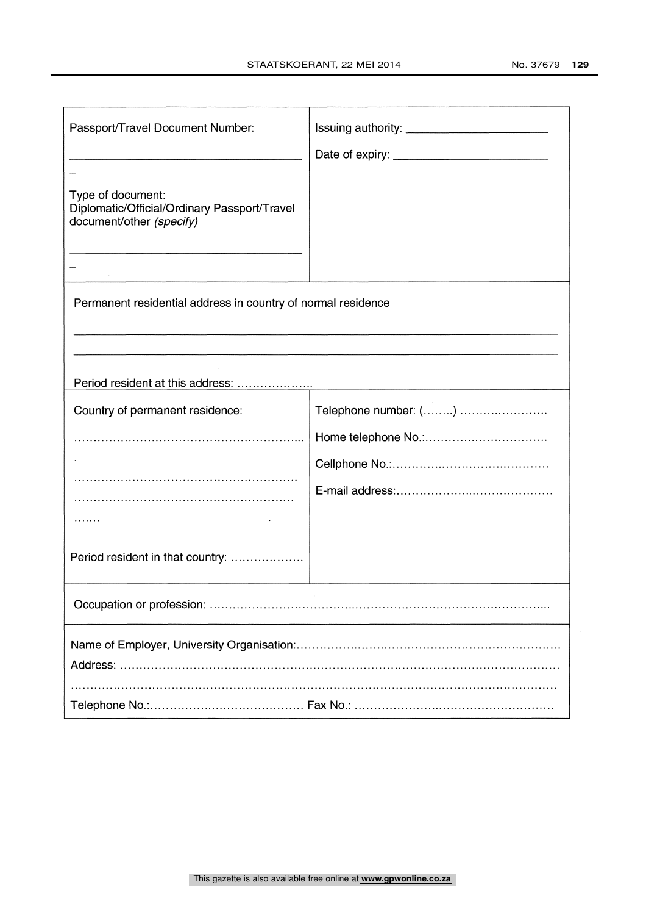| Passport/Travel Document Number: ________________________ Type of document: Diplomatic/Official/Ordinary Passport/Travel document/other *(specify)* ________________________ | Issuing authority: ________________________ Date of expiry: ________________________ |
|---|---|

| Permanent residential address in country of normal residence ________________________________________ ________________________________________ Period resident at this address: ……………….. |
|---|

| Country of permanent residence: ……………………………………………………... ……………………………………………………. ……………………………………………………. ……. Period resident in that country: ………………. | Telephone number: (……..) …………………… Home telephone No.:…………………………… Cellphone No.:……………………………………… E-mail address:…………………………………… |
|---|---|

| Occupation or profession: ………………………………………………………………………………... |
|---|

| Name of Employer, University Organisation:……………………………………………………………. Address: ……………………………………………………………………………………………………… …………………………………………………………………………………………………………………… Telephone No.:…………………………………… Fax No.: …………………………………………… |
|---|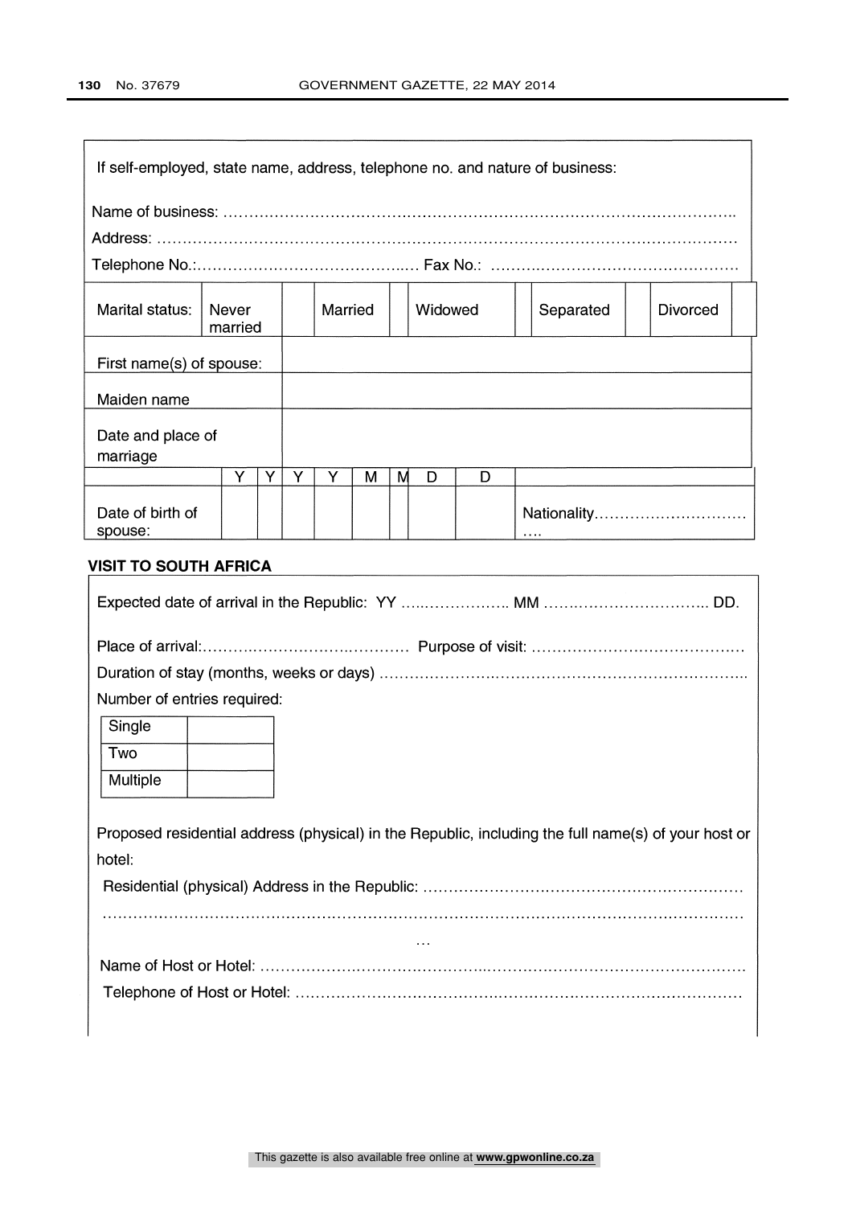If self-employed, state name, address, telephone no. and nature of business:

Name of business: ……………………………………………………………………………………………..

Address: ……………………………………………………………………………………………………

Telephone No.:……………………………………..… Fax No.: …………………………………………

| Marital status: | Never married | | Married | | Widowed | | Separated | | Divorced | |
|---|---|---|---|---|---|---|---|---|---|---|

| First name(s) of spouse: | |
|---|---|
| Maiden name | |
| Date and place of marriage | |

| | Y | Y | Y | Y | M | M | D | D | |
|---|---|---|---|---|---|---|---|---|---|
| Date of birth of spouse: | | | | | | | | | Nationality………………………… …. |

**VISIT TO SOUTH AFRICA**

Expected date of arrival in the Republic: YY …..……………. MM ……………………….. DD.

Place of arrival:……………………………… Purpose of visit: ……………………………………

Duration of stay (months, weeks or days) ……………………………………………………………..

Number of entries required:

| Single | |
|---|---|
| Two | |
| Multiple | |

Proposed residential address (physical) in the Republic, including the full name(s) of your host or hotel:

Residential (physical) Address in the Republic: ………………………………………………………

…………………………………………………………………………………………………………………

…

Name of Host or Hotel: ……………………………………………………………………………………

Telephone of Host or Hotel: ………………………………………………………………………………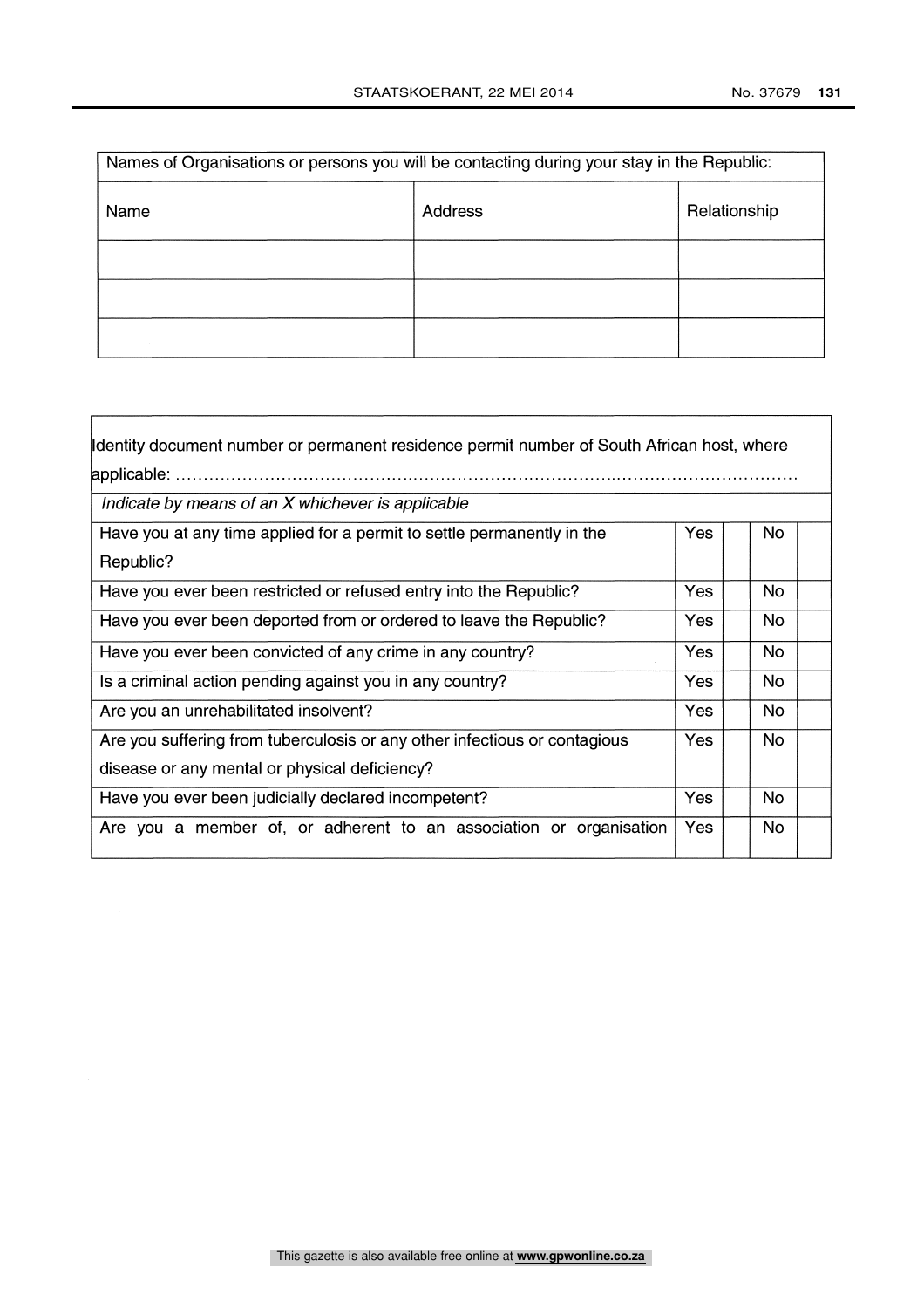| Names of Organisations or persons you will be contacting during your stay in the Republic: | | |
|---|---|---|
| Name | Address | Relationship |
| | | |
| | | |
| | | |

| Identity document number or permanent residence permit number of South African host, where applicable: ………………………………………………………………………………………………… | | | | |
|---|---|---|---|---|
| *Indicate by means of an X whichever is applicable* | | | | |
| Have you at any time applied for a permit to settle permanently in the Republic? | Yes | | No | |
| Have you ever been restricted or refused entry into the Republic? | Yes | | No | |
| Have you ever been deported from or ordered to leave the Republic? | Yes | | No | |
| Have you ever been convicted of any crime in any country? | Yes | | No | |
| Is a criminal action pending against you in any country? | Yes | | No | |
| Are you an unrehabilitated insolvent? | Yes | | No | |
| Are you suffering from tuberculosis or any other infectious or contagious disease or any mental or physical deficiency? | Yes | | No | |
| Have you ever been judicially declared incompetent? | Yes | | No | |
| Are you a member of, or adherent to an association or organisation | Yes | | No | |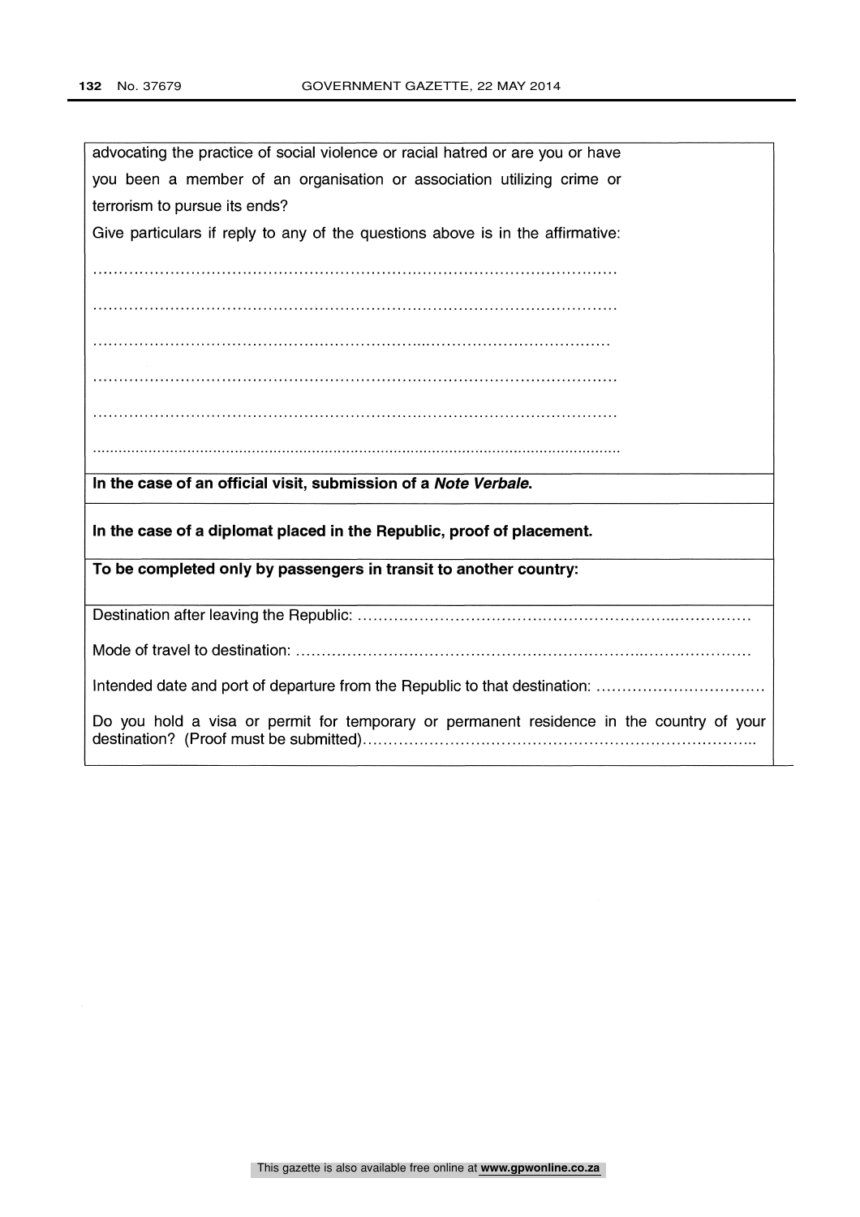advocating the practice of social violence or racial hatred or are you or have you been a member of an organisation or association utilizing crime or terrorism to pursue its ends?

Give particulars if reply to any of the questions above is in the affirmative:

…………………………………………………………………………………………

…………………………………………………………………………………………

…………………………………………………………………………………………

…………………………………………………………………………………………

…………………………………………………………………………………………

…………………………………………………………………………………………

**In the case of an official visit, submission of a *Note Verbale*.**

**In the case of a diplomat placed in the Republic, proof of placement.**

**To be completed only by passengers in transit to another country:**

Destination after leaving the Republic: ……………………………………………………………………

Mode of travel to destination: ……………………………………………………………………………

Intended date and port of departure from the Republic to that destination: ……………………………

Do you hold a visa or permit for temporary or permanent residence in the country of your destination? (Proof must be submitted)…………………………………………………………………..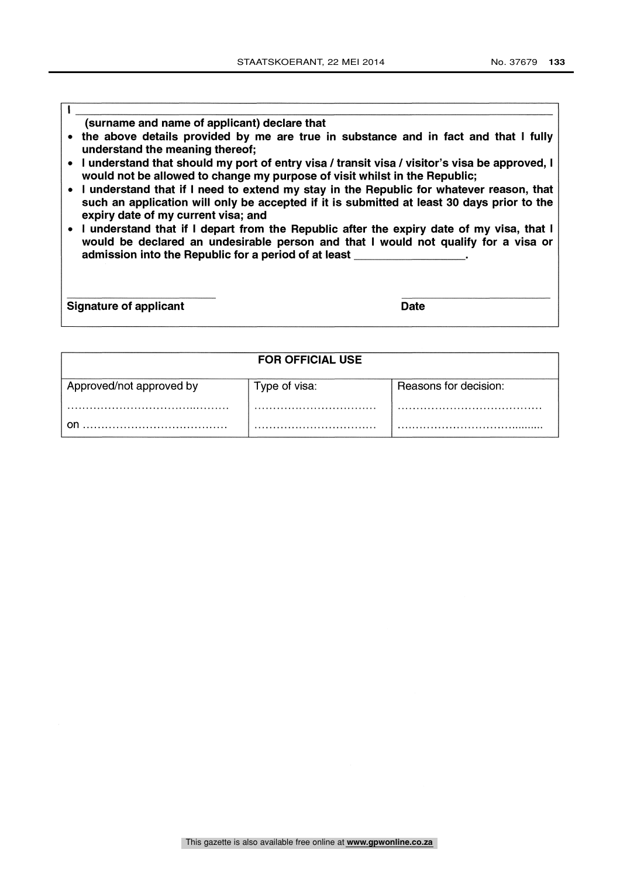**I \_\_\_\_\_\_\_\_\_\_\_\_\_\_\_\_\_\_\_\_\_\_\_\_\_\_\_\_\_\_\_\_\_\_\_\_\_\_\_\_\_\_\_\_\_\_\_\_\_\_\_\_\_\_\_\_\_\_\_\_\_\_\_\_\_\_\_\_\_\_\_\_**

**(surname and name of applicant) declare that**

- **the above details provided by me are true in substance and in fact and that I fully understand the meaning thereof;**
- **I understand that should my port of entry visa / transit visa / visitor's visa be approved, I would not be allowed to change my purpose of visit whilst in the Republic;**
- **I understand that if I need to extend my stay in the Republic for whatever reason, that such an application will only be accepted if it is submitted at least 30 days prior to the expiry date of my current visa; and**
- **I understand that if I depart from the Republic after the expiry date of my visa, that I would be declared an undesirable person and that I would not qualify for a visa or admission into the Republic for a period of at least \_\_\_\_\_\_\_\_\_\_\_\_\_\_\_\_\_\_.**

\_\_\_\_\_\_\_\_\_\_\_\_\_\_\_\_\_\_\_\_\_\_\_\_\_\_ \_\_\_\_\_\_\_\_\_\_\_\_\_\_\_\_\_\_\_\_\_\_\_\_\_\_

**Signature of applicant** **Date**

| **FOR OFFICIAL USE** | | |
|---|---|---|
| Approved/not approved by | Type of visa: | Reasons for decision: |
| ………………………………………… | ………………………………… | ……………………………………… |
| on ……………………………………… | ………………………………… | ……………………………………… |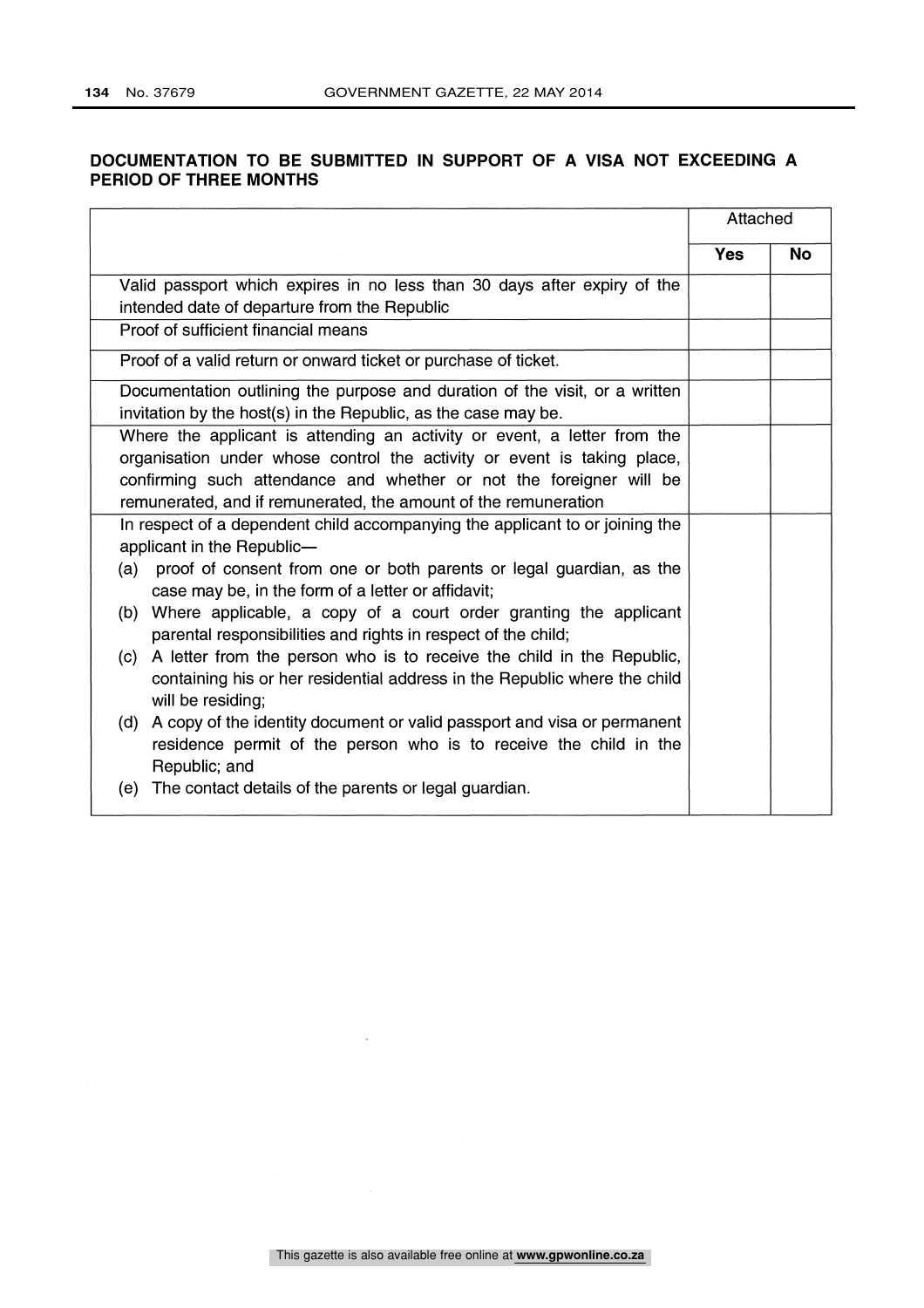**DOCUMENTATION TO BE SUBMITTED IN SUPPORT OF A VISA NOT EXCEEDING A PERIOD OF THREE MONTHS**

| | Attached | |
|---|---|---|
| | **Yes** | **No** |
| Valid passport which expires in no less than 30 days after expiry of the intended date of departure from the Republic | | |
| Proof of sufficient financial means | | |
| Proof of a valid return or onward ticket or purchase of ticket. | | |
| Documentation outlining the purpose and duration of the visit, or a written invitation by the host(s) in the Republic, as the case may be. | | |
| Where the applicant is attending an activity or event, a letter from the organisation under whose control the activity or event is taking place, confirming such attendance and whether or not the foreigner will be remunerated, and if remunerated, the amount of the remuneration | | |
| In respect of a dependent child accompanying the applicant to or joining the applicant in the Republic—<br>(a) proof of consent from one or both parents or legal guardian, as the case may be, in the form of a letter or affidavit;<br>(b) Where applicable, a copy of a court order granting the applicant parental responsibilities and rights in respect of the child;<br>(c) A letter from the person who is to receive the child in the Republic, containing his or her residential address in the Republic where the child will be residing;<br>(d) A copy of the identity document or valid passport and visa or permanent residence permit of the person who is to receive the child in the Republic; and<br>(e) The contact details of the parents or legal guardian. | | |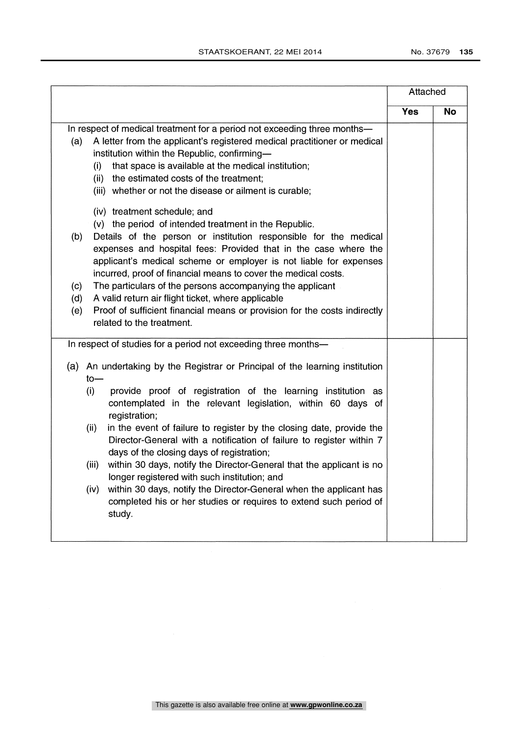| | Attached | |
|---|---|---|
| | **Yes** | **No** |
| In respect of medical treatment for a period not exceeding three months—<br>(a) A letter from the applicant's registered medical practitioner or medical institution within the Republic, confirming—<br>(i) that space is available at the medical institution;<br>(ii) the estimated costs of the treatment;<br>(iii) whether or not the disease or ailment is curable;<br>(iv) treatment schedule; and<br>(v) the period of intended treatment in the Republic.<br>(b) Details of the person or institution responsible for the medical expenses and hospital fees: Provided that in the case where the applicant's medical scheme or employer is not liable for expenses incurred, proof of financial means to cover the medical costs.<br>(c) The particulars of the persons accompanying the applicant<br>(d) A valid return air flight ticket, where applicable<br>(e) Proof of sufficient financial means or provision for the costs indirectly related to the treatment. | | |
| In respect of studies for a period not exceeding three months—<br>(a) An undertaking by the Registrar or Principal of the learning institution to—<br>(i) provide proof of registration of the learning institution as contemplated in the relevant legislation, within 60 days of registration;<br>(ii) in the event of failure to register by the closing date, provide the Director-General with a notification of failure to register within 7 days of the closing days of registration;<br>(iii) within 30 days, notify the Director-General that the applicant is no longer registered with such institution; and<br>(iv) within 30 days, notify the Director-General when the applicant has completed his or her studies or requires to extend such period of study. | | |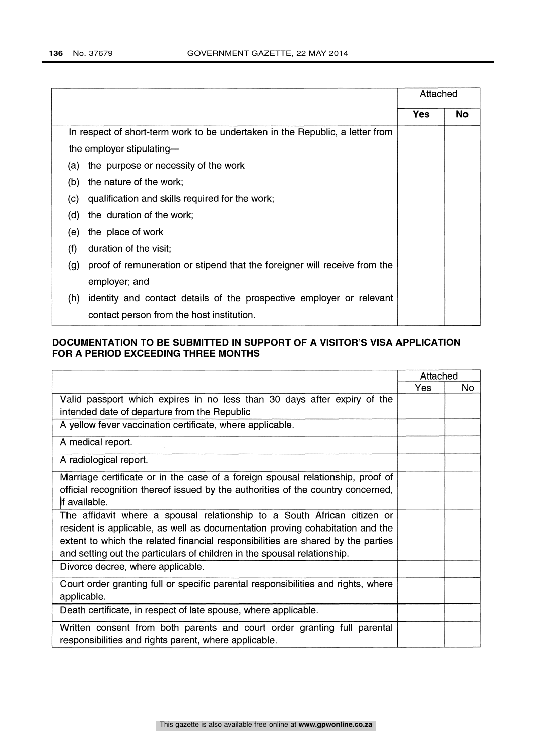| | Attached | |
|---|---|---|
| | **Yes** | **No** |
| In respect of short-term work to be undertaken in the Republic, a letter from the employer stipulating—<br>(a) the purpose or necessity of the work<br>(b) the nature of the work;<br>(c) qualification and skills required for the work;<br>(d) the duration of the work;<br>(e) the place of work<br>(f) duration of the visit;<br>(g) proof of remuneration or stipend that the foreigner will receive from the employer; and<br>(h) identity and contact details of the prospective employer or relevant contact person from the host institution. | | |

**DOCUMENTATION TO BE SUBMITTED IN SUPPORT OF A VISITOR'S VISA APPLICATION FOR A PERIOD EXCEEDING THREE MONTHS**

| | Attached | |
|---|---|---|
| | Yes | No |
| Valid passport which expires in no less than 30 days after expiry of the intended date of departure from the Republic | | |
| A yellow fever vaccination certificate, where applicable. | | |
| A medical report. | | |
| A radiological report. | | |
| Marriage certificate or in the case of a foreign spousal relationship, proof of official recognition thereof issued by the authorities of the country concerned, if available. | | |
| The affidavit where a spousal relationship to a South African citizen or resident is applicable, as well as documentation proving cohabitation and the extent to which the related financial responsibilities are shared by the parties and setting out the particulars of children in the spousal relationship. | | |
| Divorce decree, where applicable. | | |
| Court order granting full or specific parental responsibilities and rights, where applicable. | | |
| Death certificate, in respect of late spouse, where applicable. | | |
| Written consent from both parents and court order granting full parental responsibilities and rights parent, where applicable. | | |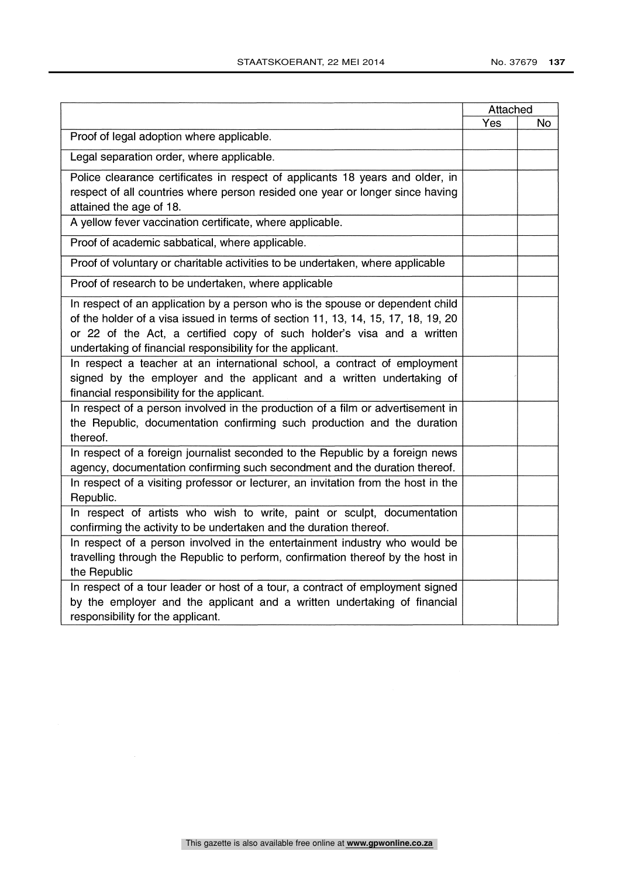| | Attached | |
|---|---|---|
| | Yes | No |
| Proof of legal adoption where applicable. | | |
| Legal separation order, where applicable. | | |
| Police clearance certificates in respect of applicants 18 years and older, in respect of all countries where person resided one year or longer since having attained the age of 18. | | |
| A yellow fever vaccination certificate, where applicable. | | |
| Proof of academic sabbatical, where applicable. | | |
| Proof of voluntary or charitable activities to be undertaken, where applicable | | |
| Proof of research to be undertaken, where applicable | | |
| In respect of an application by a person who is the spouse or dependent child of the holder of a visa issued in terms of section 11, 13, 14, 15, 17, 18, 19, 20 or 22 of the Act, a certified copy of such holder's visa and a written undertaking of financial responsibility for the applicant. | | |
| In respect a teacher at an international school, a contract of employment signed by the employer and the applicant and a written undertaking of financial responsibility for the applicant. | | |
| In respect of a person involved in the production of a film or advertisement in the Republic, documentation confirming such production and the duration thereof. | | |
| In respect of a foreign journalist seconded to the Republic by a foreign news agency, documentation confirming such secondment and the duration thereof. | | |
| In respect of a visiting professor or lecturer, an invitation from the host in the Republic. | | |
| In respect of artists who wish to write, paint or sculpt, documentation confirming the activity to be undertaken and the duration thereof. | | |
| In respect of a person involved in the entertainment industry who would be travelling through the Republic to perform, confirmation thereof by the host in the Republic | | |
| In respect of a tour leader or host of a tour, a contract of employment signed by the employer and the applicant and a written undertaking of financial responsibility for the applicant. | | |